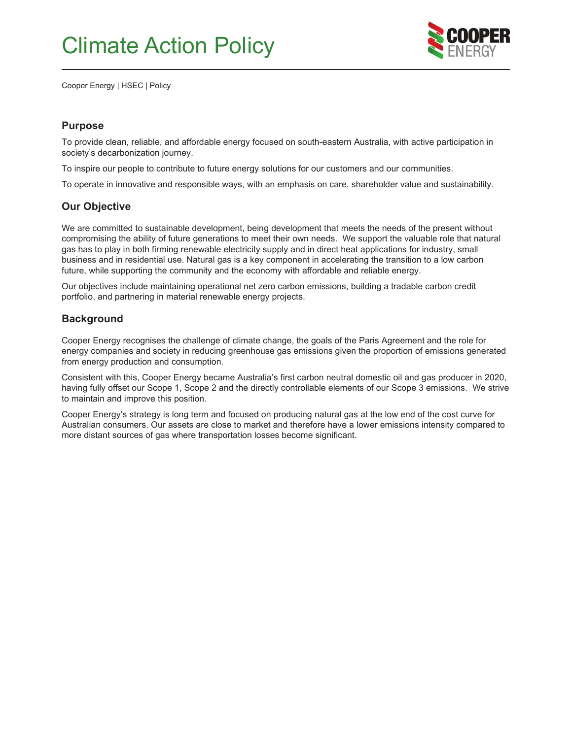# Climate Action Policy

Cooper Energy | HSEC | Policy

## Purpose

To provide clean, reliable, and affordable energy focused on south-eastern Australia, with active participation in society's decarbonization journey.

To inspire our people to contribute to future energy solutions for our customers and our communities.

To operate in innovative and responsible ways, with an emphasis on care, shareholder value and sustainability.

## Our Objective

We are committed to sustainable development, being development that meets the needs of the present without compromising the ability of future generations to meet their own needs. We support the valuable role that natural gas has to play in both firming renewable electricity supply and in direct heat applications for industry, small business and in residential use. Natural gas is a key component in accelerating the transition to a low carbon future, while supporting the community and the economy with affordable and reliable energy.

Our objectives include maintaining operational net zero carbon emissions, building a tradable carbon credit portfolio, and partnering in material renewable energy projects.

## Background

Cooper Energy recognises the challenge of climate change, the goals of the Paris Agreement and the role for energy companies and society in reducing greenhouse gas emissions given the proportion of emissions generated from energy production and consumption.

Consistent with this, Cooper Energy became Australia's first carbon neutral domestic oil and gas producer in 2020, having fully offset our Scope 1, Scope 2 and the directly controllable elements of our Scope 3 emissions. We strive to maintain and improve this position.

Cooper Energy's strategy is long term and focused on producing natural gas at the low end of the cost curve for Australian consumers. Our assets are close to market and therefore have a lower emissions intensity compared to more distant sources of gas where transportation losses become significant.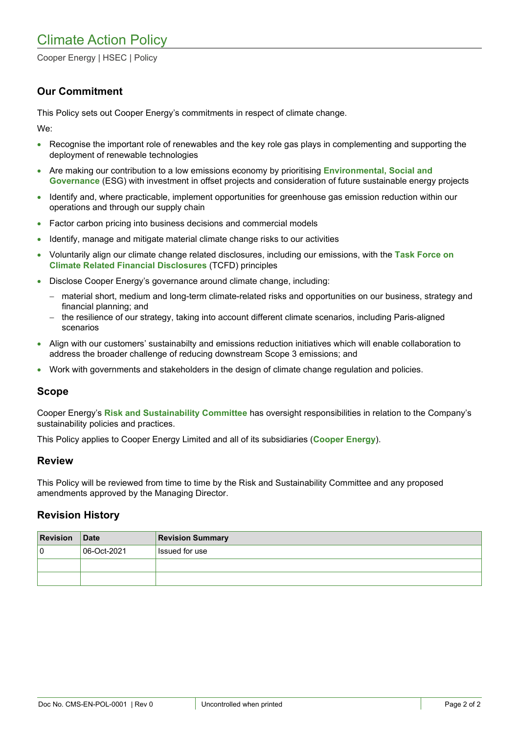# Climate Action Policy

Cooper Energy | HSEC | Policy

## Our Commitment

This Policy sets out Cooper Energy's commitments in respect of climate change.

We:

- Recognise the important role of renewables and the key role gas plays in complementing and supporting the deployment of renewable technologies
- Are making our contribution to a low emissions economy by prioritising **Environmental, Social and Governance** (ESG) with investment in offset projects and consideration of future sustainable energy projects
- Identify and, where practicable, implement opportunities for greenhouse gas emission reduction within our operations and through our supply chain
- Factor carbon pricing into business decisions and commercial models
- Identify, manage and mitigate material climate change risks to our activities
- Voluntarily align our climate change related disclosures, including our emissions, with the **Task Force on Climate Related Financial Disclosures** (TCFD) principles
- Disclose Cooper Energy's governance around climate change, including:
  - material short, medium and long-term climate-related risks and opportunities on our business, strategy and financial planning; and
  - the resilience of our strategy, taking into account different climate scenarios, including Paris-aligned scenarios
- Align with our customers' sustainabilty and emissions reduction initiatives which will enable collaboration to address the broader challenge of reducing downstream Scope 3 emissions; and
- Work with governments and stakeholders in the design of climate change regulation and policies.

## Scope

Cooper Energy's **Risk and Sustainability Committee** has oversight responsibilities in relation to the Company's sustainability policies and practices.

This Policy applies to Cooper Energy Limited and all of its subsidiaries (**Cooper Energy**).

## Review

This Policy will be reviewed from time to time by the Risk and Sustainability Committee and any proposed amendments approved by the Managing Director.

## Revision History

| Revision | Date | Revision Summary |
|---|---|---|
| 0 | 06-Oct-2021 | Issued for use |
| | | |
| | | |

Doc No. CMS-EN-POL-0001 | Rev 0 | Uncontrolled when printed